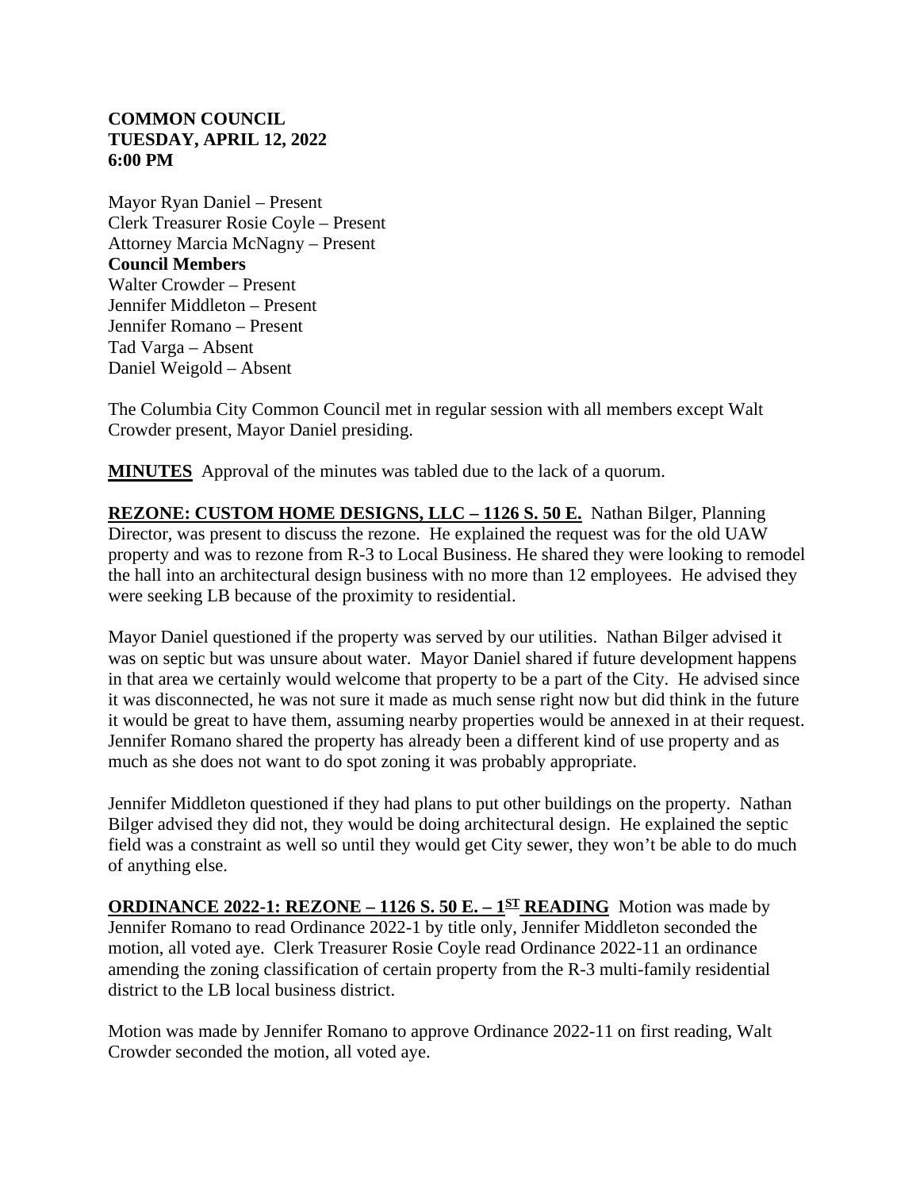**COMMON COUNCIL**
**TUESDAY, APRIL 12, 2022**
**6:00 PM**

Mayor Ryan Daniel – Present
Clerk Treasurer Rosie Coyle – Present
Attorney Marcia McNagny – Present
**Council Members**
Walter Crowder – Present
Jennifer Middleton – Present
Jennifer Romano – Present
Tad Varga – Absent
Daniel Weigold – Absent

The Columbia City Common Council met in regular session with all members except Walt Crowder present, Mayor Daniel presiding.

**MINUTES** Approval of the minutes was tabled due to the lack of a quorum.

**REZONE: CUSTOM HOME DESIGNS, LLC – 1126 S. 50 E.** Nathan Bilger, Planning Director, was present to discuss the rezone. He explained the request was for the old UAW property and was to rezone from R-3 to Local Business. He shared they were looking to remodel the hall into an architectural design business with no more than 12 employees. He advised they were seeking LB because of the proximity to residential.

Mayor Daniel questioned if the property was served by our utilities. Nathan Bilger advised it was on septic but was unsure about water. Mayor Daniel shared if future development happens in that area we certainly would welcome that property to be a part of the City. He advised since it was disconnected, he was not sure it made as much sense right now but did think in the future it would be great to have them, assuming nearby properties would be annexed in at their request. Jennifer Romano shared the property has already been a different kind of use property and as much as she does not want to do spot zoning it was probably appropriate.

Jennifer Middleton questioned if they had plans to put other buildings on the property. Nathan Bilger advised they did not, they would be doing architectural design. He explained the septic field was a constraint as well so until they would get City sewer, they won't be able to do much of anything else.

**ORDINANCE 2022-1: REZONE – 1126 S. 50 E. – 1ST READING** Motion was made by Jennifer Romano to read Ordinance 2022-1 by title only, Jennifer Middleton seconded the motion, all voted aye. Clerk Treasurer Rosie Coyle read Ordinance 2022-11 an ordinance amending the zoning classification of certain property from the R-3 multi-family residential district to the LB local business district.

Motion was made by Jennifer Romano to approve Ordinance 2022-11 on first reading, Walt Crowder seconded the motion, all voted aye.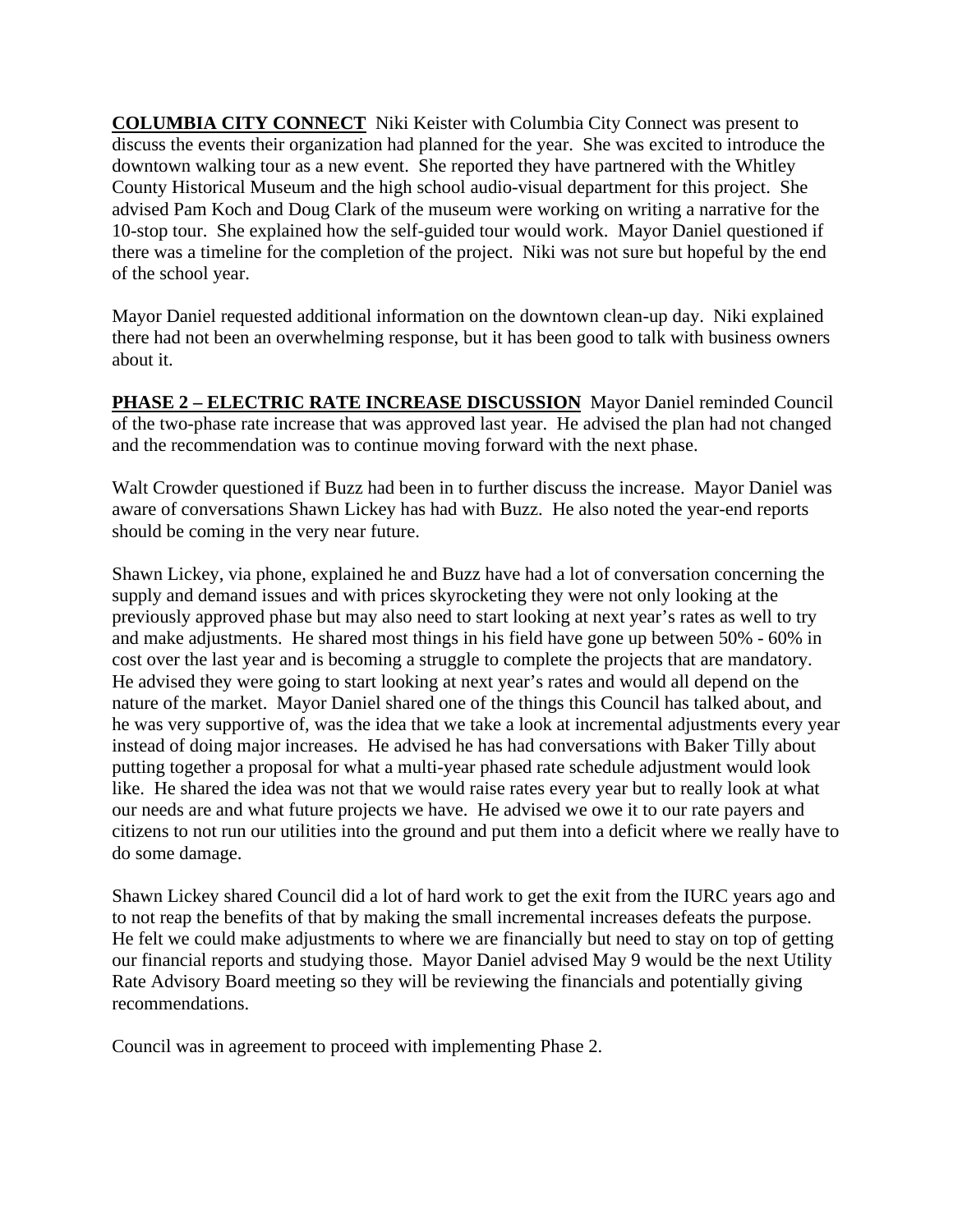**COLUMBIA CITY CONNECT** Niki Keister with Columbia City Connect was present to discuss the events their organization had planned for the year. She was excited to introduce the downtown walking tour as a new event. She reported they have partnered with the Whitley County Historical Museum and the high school audio-visual department for this project. She advised Pam Koch and Doug Clark of the museum were working on writing a narrative for the 10-stop tour. She explained how the self-guided tour would work. Mayor Daniel questioned if there was a timeline for the completion of the project. Niki was not sure but hopeful by the end of the school year.

Mayor Daniel requested additional information on the downtown clean-up day. Niki explained there had not been an overwhelming response, but it has been good to talk with business owners about it.

**PHASE 2 – ELECTRIC RATE INCREASE DISCUSSION** Mayor Daniel reminded Council of the two-phase rate increase that was approved last year. He advised the plan had not changed and the recommendation was to continue moving forward with the next phase.

Walt Crowder questioned if Buzz had been in to further discuss the increase. Mayor Daniel was aware of conversations Shawn Lickey has had with Buzz. He also noted the year-end reports should be coming in the very near future.

Shawn Lickey, via phone, explained he and Buzz have had a lot of conversation concerning the supply and demand issues and with prices skyrocketing they were not only looking at the previously approved phase but may also need to start looking at next year's rates as well to try and make adjustments. He shared most things in his field have gone up between 50% - 60% in cost over the last year and is becoming a struggle to complete the projects that are mandatory. He advised they were going to start looking at next year's rates and would all depend on the nature of the market. Mayor Daniel shared one of the things this Council has talked about, and he was very supportive of, was the idea that we take a look at incremental adjustments every year instead of doing major increases. He advised he has had conversations with Baker Tilly about putting together a proposal for what a multi-year phased rate schedule adjustment would look like. He shared the idea was not that we would raise rates every year but to really look at what our needs are and what future projects we have. He advised we owe it to our rate payers and citizens to not run our utilities into the ground and put them into a deficit where we really have to do some damage.

Shawn Lickey shared Council did a lot of hard work to get the exit from the IURC years ago and to not reap the benefits of that by making the small incremental increases defeats the purpose. He felt we could make adjustments to where we are financially but need to stay on top of getting our financial reports and studying those. Mayor Daniel advised May 9 would be the next Utility Rate Advisory Board meeting so they will be reviewing the financials and potentially giving recommendations.

Council was in agreement to proceed with implementing Phase 2.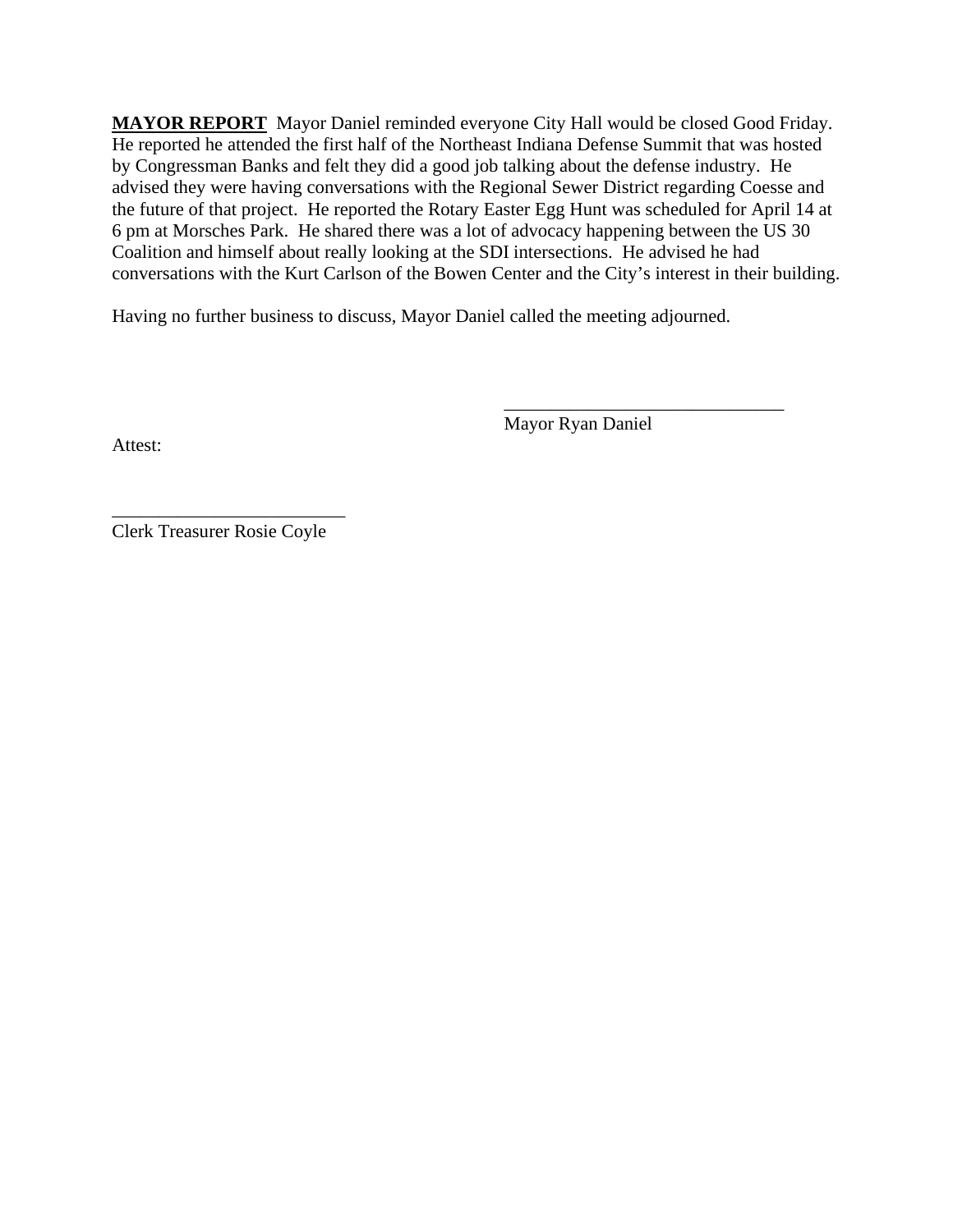**MAYOR REPORT** Mayor Daniel reminded everyone City Hall would be closed Good Friday. He reported he attended the first half of the Northeast Indiana Defense Summit that was hosted by Congressman Banks and felt they did a good job talking about the defense industry. He advised they were having conversations with the Regional Sewer District regarding Coesse and the future of that project. He reported the Rotary Easter Egg Hunt was scheduled for April 14 at 6 pm at Morsches Park. He shared there was a lot of advocacy happening between the US 30 Coalition and himself about really looking at the SDI intersections. He advised he had conversations with the Kurt Carlson of the Bowen Center and the City's interest in their building.

Having no further business to discuss, Mayor Daniel called the meeting adjourned.

\_\_\_\_\_\_\_\_\_\_\_\_\_\_\_\_\_\_\_\_\_\_\_\_\_\_\_\_\_\_\_
Mayor Ryan Daniel

Attest:

\_\_\_\_\_\_\_\_\_\_\_\_\_\_\_\_\_\_\_\_\_\_\_\_\_\_
Clerk Treasurer Rosie Coyle